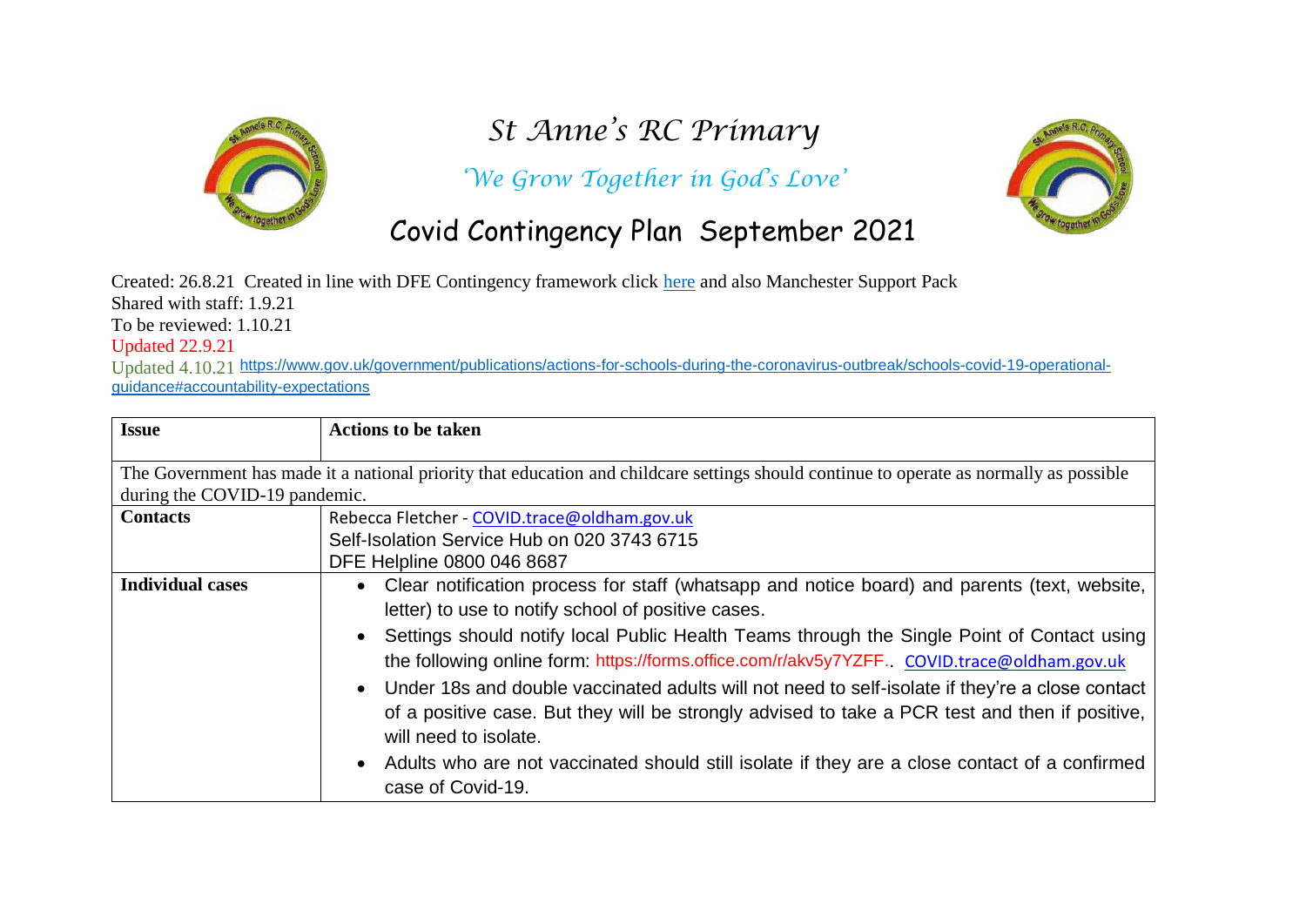# St Anne's RC Primary

*'We Grow Together in God's Love'*

## Covid Contingency Plan September 2021

Created: 26.8.21 Created in line with DFE Contingency framework click here and also Manchester Support Pack
Shared with staff: 1.9.21
To be reviewed: 1.10.21
Updated 22.9.21
Updated 4.10.21 https://www.gov.uk/government/publications/actions-for-schools-during-the-coronavirus-outbreak/schools-covid-19-operational-guidance#accountability-expectations

| Issue | Actions to be taken |
|---|---|
| The Government has made it a national priority that education and childcare settings should continue to operate as normally as possible during the COVID-19 pandemic. | |
| **Contacts** | Rebecca Fletcher - COVID.trace@oldham.gov.uk<br>Self-Isolation Service Hub on 020 3743 6715<br>DFE Helpline 0800 046 8687 |
| **Individual cases** | • Clear notification process for staff (whatsapp and notice board) and parents (text, website, letter) to use to notify school of positive cases.<br>• Settings should notify local Public Health Teams through the Single Point of Contact using the following online form: https://forms.office.com/r/akv5y7YZFF.. COVID.trace@oldham.gov.uk<br>• Under 18s and double vaccinated adults will not need to self-isolate if they're a close contact of a positive case. But they will be strongly advised to take a PCR test and then if positive, will need to isolate.<br>• Adults who are not vaccinated should still isolate if they are a close contact of a confirmed case of Covid-19. |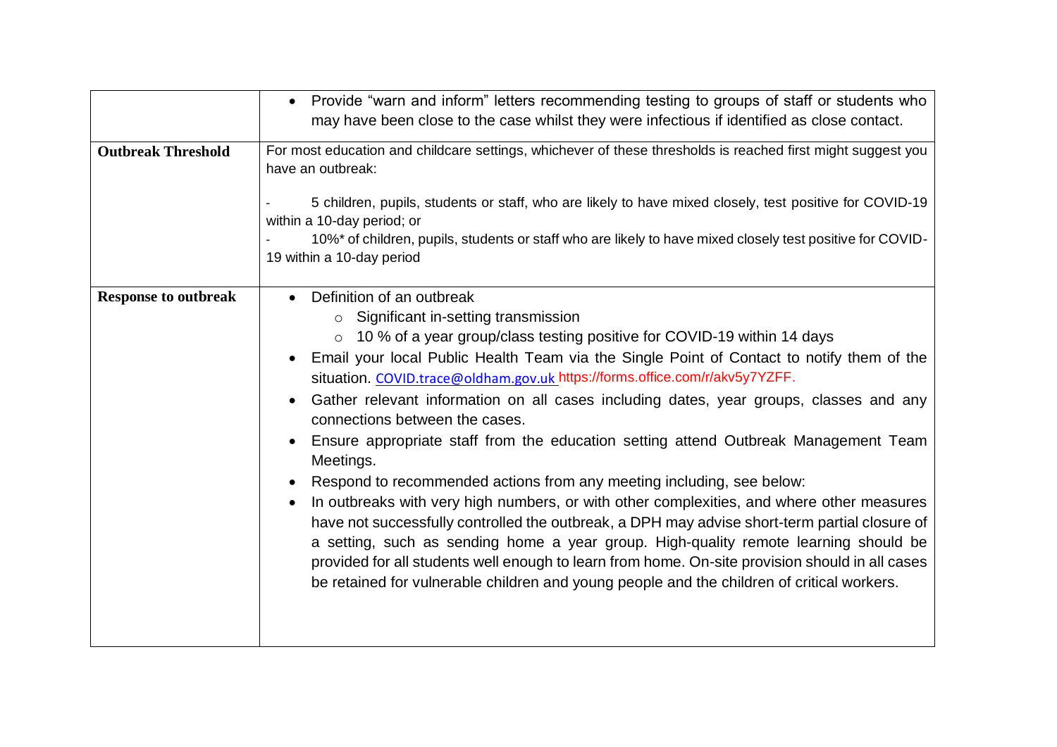| | |
|---|---|
| | • Provide "warn and inform" letters recommending testing to groups of staff or students who may have been close to the case whilst they were infectious if identified as close contact. |
| **Outbreak Threshold** | For most education and childcare settings, whichever of these thresholds is reached first might suggest you have an outbreak:<br><br>- 5 children, pupils, students or staff, who are likely to have mixed closely, test positive for COVID-19 within a 10-day period; or<br>- 10%* of children, pupils, students or staff who are likely to have mixed closely test positive for COVID-19 within a 10-day period |
| **Response to outbreak** | • Definition of an outbreak<br>&nbsp;&nbsp;&nbsp;&nbsp;○ Significant in-setting transmission<br>&nbsp;&nbsp;&nbsp;&nbsp;○ 10 % of a year group/class testing positive for COVID-19 within 14 days<br>• Email your local Public Health Team via the Single Point of Contact to notify them of the situation. COVID.trace@oldham.gov.uk https://forms.office.com/r/akv5y7YZFF.<br>• Gather relevant information on all cases including dates, year groups, classes and any connections between the cases.<br>• Ensure appropriate staff from the education setting attend Outbreak Management Team Meetings.<br>• Respond to recommended actions from any meeting including, see below:<br>• In outbreaks with very high numbers, or with other complexities, and where other measures have not successfully controlled the outbreak, a DPH may advise short-term partial closure of a setting, such as sending home a year group. High-quality remote learning should be provided for all students well enough to learn from home. On-site provision should in all cases be retained for vulnerable children and young people and the children of critical workers. |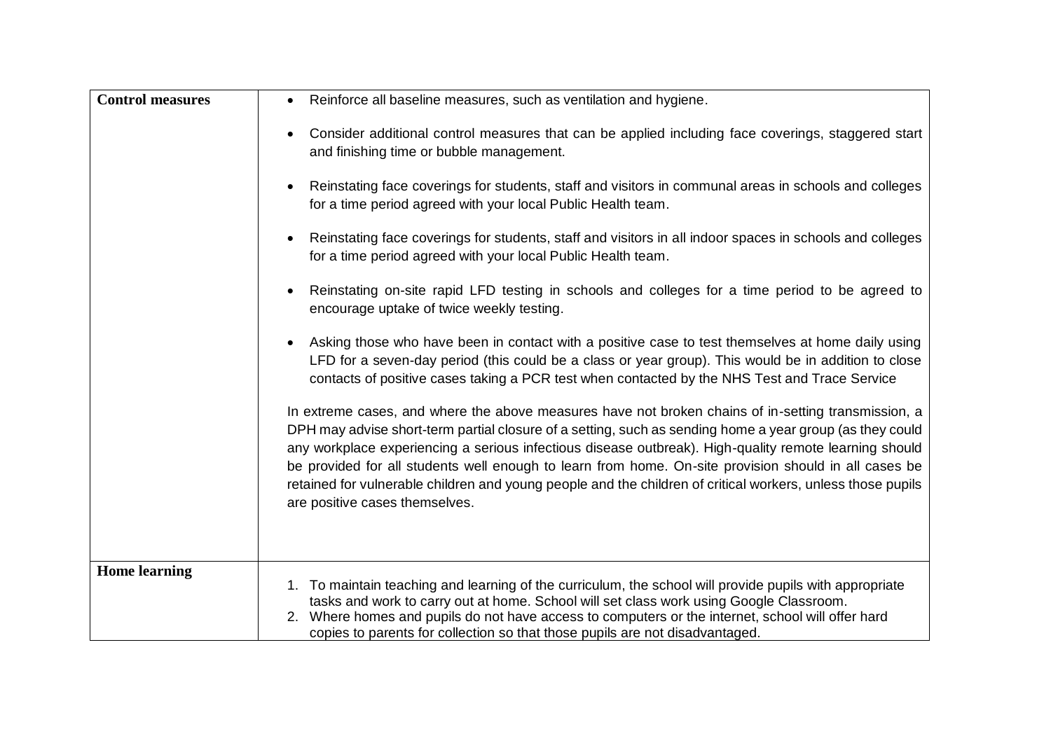| | |
|---|---|
| **Control measures** | • Reinforce all baseline measures, such as ventilation and hygiene.<br><br>• Consider additional control measures that can be applied including face coverings, staggered start and finishing time or bubble management.<br><br>• Reinstating face coverings for students, staff and visitors in communal areas in schools and colleges for a time period agreed with your local Public Health team.<br><br>• Reinstating face coverings for students, staff and visitors in all indoor spaces in schools and colleges for a time period agreed with your local Public Health team.<br><br>• Reinstating on-site rapid LFD testing in schools and colleges for a time period to be agreed to encourage uptake of twice weekly testing.<br><br>• Asking those who have been in contact with a positive case to test themselves at home daily using LFD for a seven-day period (this could be a class or year group). This would be in addition to close contacts of positive cases taking a PCR test when contacted by the NHS Test and Trace Service<br><br>In extreme cases, and where the above measures have not broken chains of in-setting transmission, a DPH may advise short-term partial closure of a setting, such as sending home a year group (as they could any workplace experiencing a serious infectious disease outbreak). High-quality remote learning should be provided for all students well enough to learn from home. On-site provision should in all cases be retained for vulnerable children and young people and the children of critical workers, unless those pupils are positive cases themselves. |
| **Home learning** | 1. To maintain teaching and learning of the curriculum, the school will provide pupils with appropriate tasks and work to carry out at home. School will set class work using Google Classroom.<br>2. Where homes and pupils do not have access to computers or the internet, school will offer hard copies to parents for collection so that those pupils are not disadvantaged. |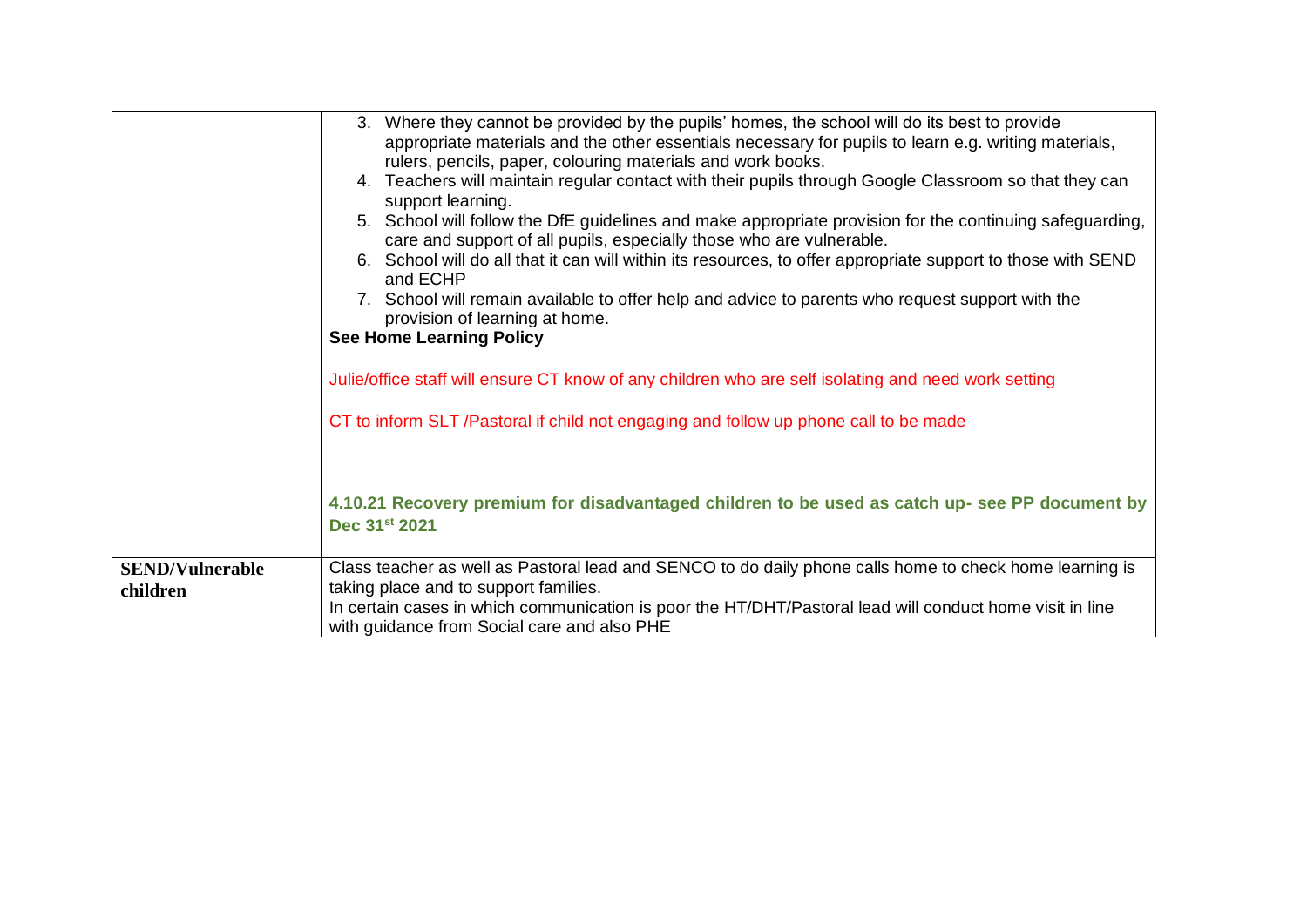| | |
|---|---|
| | 3. Where they cannot be provided by the pupils' homes, the school will do its best to provide appropriate materials and the other essentials necessary for pupils to learn e.g. writing materials, rulers, pencils, paper, colouring materials and work books.<br>4. Teachers will maintain regular contact with their pupils through Google Classroom so that they can support learning.<br>5. School will follow the DfE guidelines and make appropriate provision for the continuing safeguarding, care and support of all pupils, especially those who are vulnerable.<br>6. School will do all that it can will within its resources, to offer appropriate support to those with SEND and ECHP<br>7. School will remain available to offer help and advice to parents who request support with the provision of learning at home.<br>**See Home Learning Policy**<br><br>Julie/office staff will ensure CT know of any children who are self isolating and need work setting<br><br>CT to inform SLT /Pastoral if child not engaging and follow up phone call to be made<br><br>**4.10.21 Recovery premium for disadvantaged children to be used as catch up- see PP document by Dec 31st 2021** |
| **SEND/Vulnerable children** | Class teacher as well as Pastoral lead and SENCO to do daily phone calls home to check home learning is taking place and to support families.<br>In certain cases in which communication is poor the HT/DHT/Pastoral lead will conduct home visit in line with guidance from Social care and also PHE |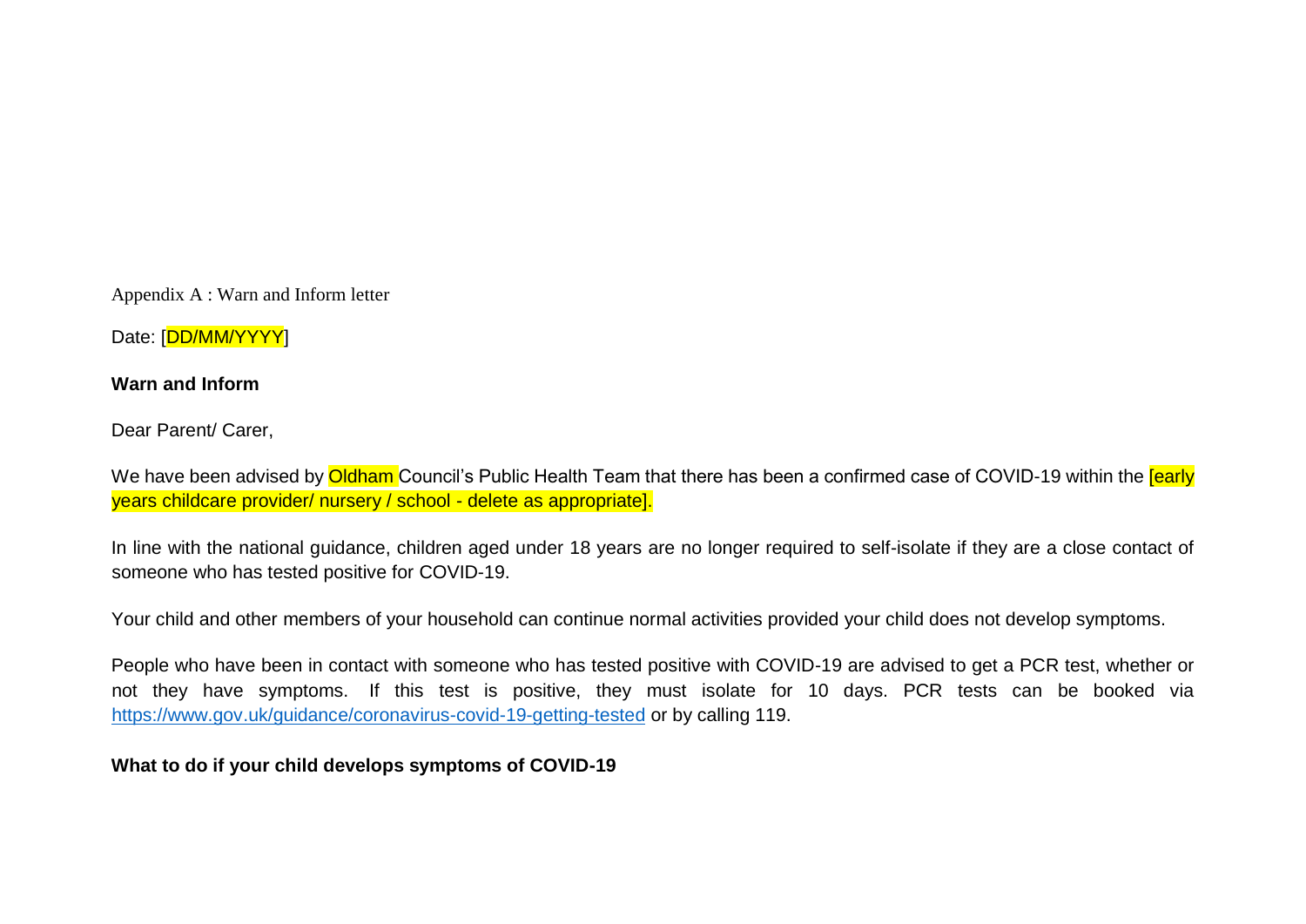Appendix A : Warn and Inform letter

Date: [DD/MM/YYYY]

**Warn and Inform**

Dear Parent/ Carer,

We have been advised by Oldham Council's Public Health Team that there has been a confirmed case of COVID-19 within the [early years childcare provider/ nursery / school - delete as appropriate].

In line with the national guidance, children aged under 18 years are no longer required to self-isolate if they are a close contact of someone who has tested positive for COVID-19.

Your child and other members of your household can continue normal activities provided your child does not develop symptoms.

People who have been in contact with someone who has tested positive with COVID-19 are advised to get a PCR test, whether or not they have symptoms. If this test is positive, they must isolate for 10 days. PCR tests can be booked via https://www.gov.uk/guidance/coronavirus-covid-19-getting-tested or by calling 119.

**What to do if your child develops symptoms of COVID-19**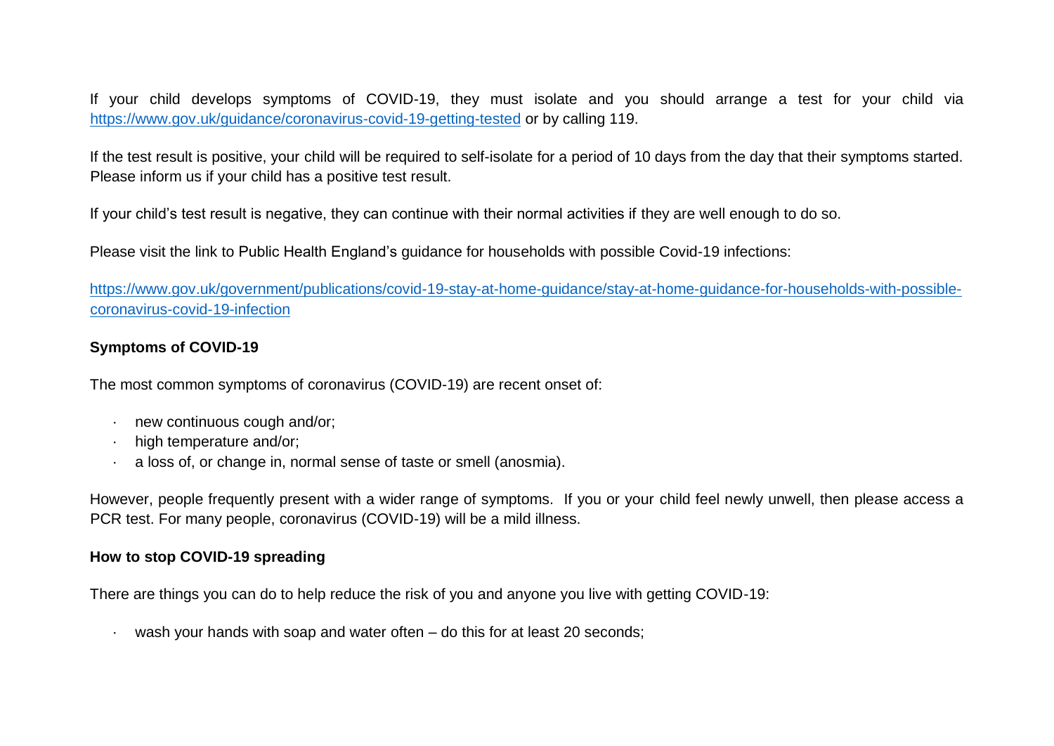If your child develops symptoms of COVID-19, they must isolate and you should arrange a test for your child via [https://www.gov.uk/guidance/coronavirus-covid-19-getting-tested](https://www.gov.uk/guidance/coronavirus-covid-19-getting-tested) or by calling 119.

If the test result is positive, your child will be required to self-isolate for a period of 10 days from the day that their symptoms started. Please inform us if your child has a positive test result.

If your child's test result is negative, they can continue with their normal activities if they are well enough to do so.

Please visit the link to Public Health England's guidance for households with possible Covid-19 infections:

[https://www.gov.uk/government/publications/covid-19-stay-at-home-guidance/stay-at-home-guidance-for-households-with-possible-coronavirus-covid-19-infection](https://www.gov.uk/government/publications/covid-19-stay-at-home-guidance/stay-at-home-guidance-for-households-with-possible-coronavirus-covid-19-infection)

**Symptoms of COVID-19**

The most common symptoms of coronavirus (COVID-19) are recent onset of:

- new continuous cough and/or;
- high temperature and/or;
- a loss of, or change in, normal sense of taste or smell (anosmia).

However, people frequently present with a wider range of symptoms. If you or your child feel newly unwell, then please access a PCR test. For many people, coronavirus (COVID-19) will be a mild illness.

**How to stop COVID-19 spreading**

There are things you can do to help reduce the risk of you and anyone you live with getting COVID-19:

- wash your hands with soap and water often – do this for at least 20 seconds;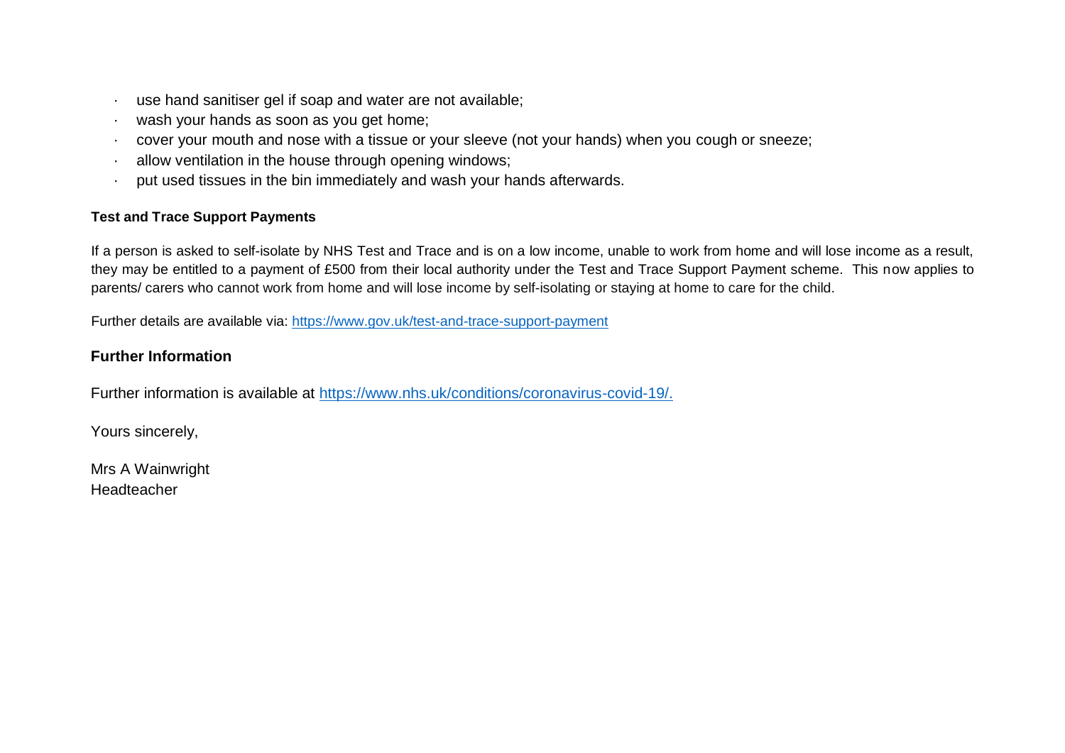- use hand sanitiser gel if soap and water are not available;
- wash your hands as soon as you get home;
- cover your mouth and nose with a tissue or your sleeve (not your hands) when you cough or sneeze;
- allow ventilation in the house through opening windows;
- put used tissues in the bin immediately and wash your hands afterwards.

**Test and Trace Support Payments**

If a person is asked to self-isolate by NHS Test and Trace and is on a low income, unable to work from home and will lose income as a result, they may be entitled to a payment of £500 from their local authority under the Test and Trace Support Payment scheme. This now applies to parents/ carers who cannot work from home and will lose income by self-isolating or staying at home to care for the child.

Further details are available via: https://www.gov.uk/test-and-trace-support-payment

## Further Information

Further information is available at https://www.nhs.uk/conditions/coronavirus-covid-19/.

Yours sincerely,

Mrs A Wainwright
Headteacher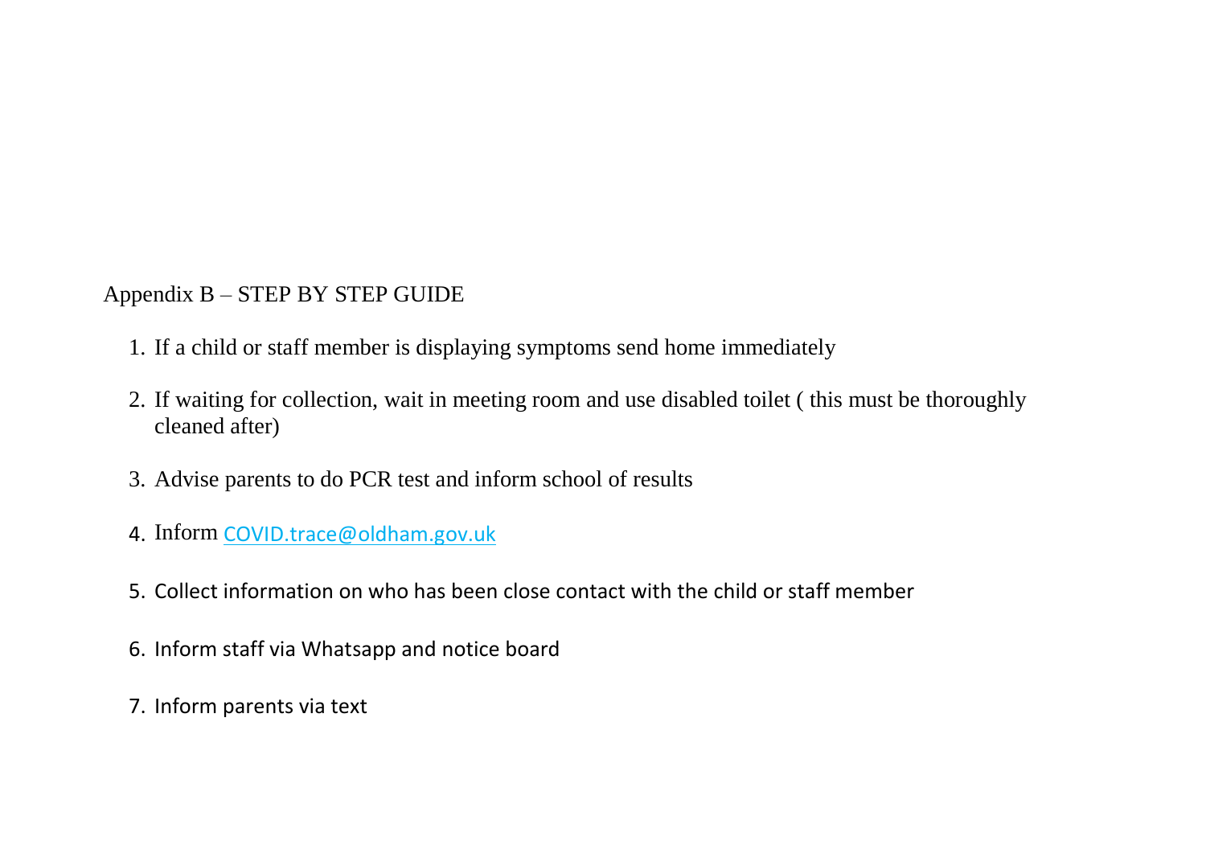## Appendix B – STEP BY STEP GUIDE

1. If a child or staff member is displaying symptoms send home immediately
2. If waiting for collection, wait in meeting room and use disabled toilet ( this must be thoroughly cleaned after)
3. Advise parents to do PCR test and inform school of results
4. Inform COVID.trace@oldham.gov.uk
5. Collect information on who has been close contact with the child or staff member
6. Inform staff via Whatsapp and notice board
7. Inform parents via text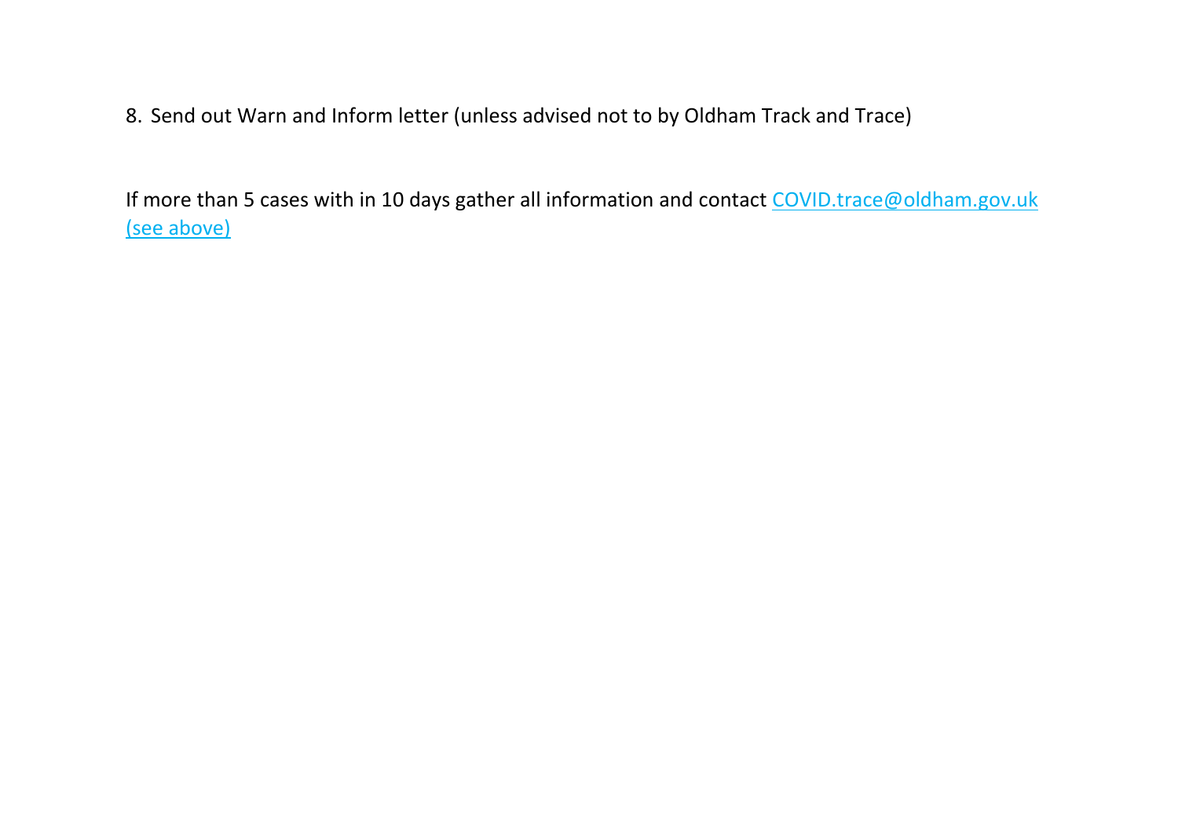8. Send out Warn and Inform letter (unless advised not to by Oldham Track and Trace)

If more than 5 cases with in 10 days gather all information and contact COVID.trace@oldham.gov.uk (see above)